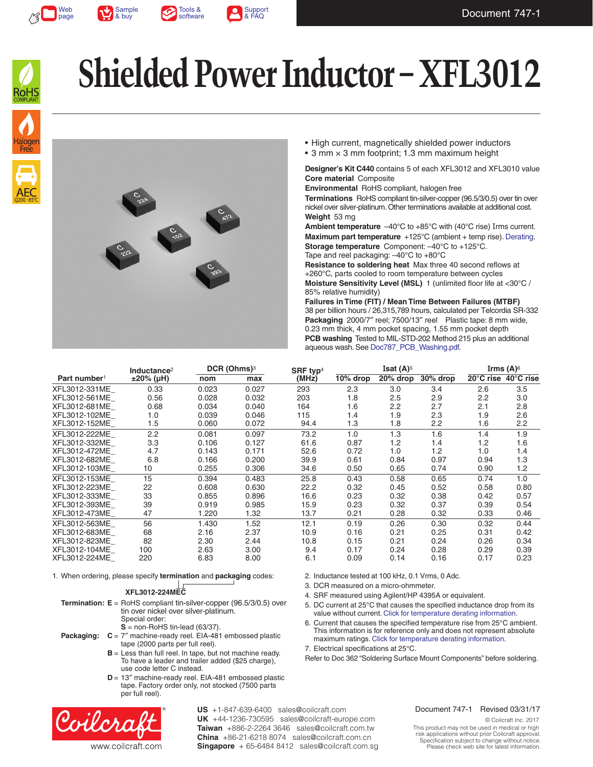Web page | Sample & buy | Tools & software | Support & FAQ

Document 747-1

# Shielded Power Inductor – XFL3012

RoHS COMPLIANT | Halogen Free | AEC Q200 +85°C

- High current, magnetically shielded power inductors
- 3 mm × 3 mm footprint; 1.3 mm maximum height

**Designer's Kit C440** contains 5 of each XFL3012 and XFL3010 value
**Core material** Composite
**Environmental** RoHS compliant, halogen free
**Terminations** RoHS compliant tin-silver-copper (96.5/3/0.5) over tin over nickel over silver-platinum. Other terminations available at additional cost.
**Weight** 53 mg
**Ambient temperature** –40°C to +85°C with (40°C rise) Irms current.
**Maximum part temperature** +125°C (ambient + temp rise). Derating.
**Storage temperature** Component: –40°C to +125°C.
Tape and reel packaging: –40°C to +80°C
**Resistance to soldering heat** Max three 40 second reflows at +260°C, parts cooled to room temperature between cycles
**Moisture Sensitivity Level (MSL)** 1 (unlimited floor life at <30°C / 85% relative humidity)
**Failures in Time (FIT) / Mean Time Between Failures (MTBF)**
38 per billion hours / 26,315,789 hours, calculated per Telcordia SR-332
**Packaging** 2000/7″ reel; 7500/13″ reel  Plastic tape: 8 mm wide, 0.23 mm thick, 4 mm pocket spacing, 1.55 mm pocket depth
**PCB washing** Tested to MIL-STD-202 Method 215 plus an additional aqueous wash. See Doc787_PCB_Washing.pdf.

| Part number[1] | Inductance[2] ±20% (µH) | DCR (Ohms)[3] | | SRF typ[4] (MHz) | Isat (A)[5] | | | Irms (A)[6] | |
|---|---|---|---|---|---|---|---|---|---|
| | | nom | max | | 10% drop | 20% drop | 30% drop | 20°C rise | 40°C rise |
| XFL3012-331ME_ | 0.33 | 0.023 | 0.027 | 293 | 2.3 | 3.0 | 3.4 | 2.6 | 3.5 |
| XFL3012-561ME_ | 0.56 | 0.028 | 0.032 | 203 | 1.8 | 2.5 | 2.9 | 2.2 | 3.0 |
| XFL3012-681ME_ | 0.68 | 0.034 | 0.040 | 164 | 1.6 | 2.2 | 2.7 | 2.1 | 2.8 |
| XFL3012-102ME_ | 1.0 | 0.039 | 0.046 | 115 | 1.4 | 1.9 | 2.3 | 1.9 | 2.6 |
| XFL3012-152ME_ | 1.5 | 0.060 | 0.072 | 94.4 | 1.3 | 1.8 | 2.2 | 1.6 | 2.2 |
| XFL3012-222ME_ | 2.2 | 0.081 | 0.097 | 73.2 | 1.0 | 1.3 | 1.6 | 1.4 | 1.9 |
| XFL3012-332ME_ | 3.3 | 0.106 | 0.127 | 61.6 | 0.87 | 1.2 | 1.4 | 1.2 | 1.6 |
| XFL3012-472ME_ | 4.7 | 0.143 | 0.171 | 52.6 | 0.72 | 1.0 | 1.2 | 1.0 | 1.4 |
| XFL3012-682ME_ | 6.8 | 0.166 | 0.200 | 39.9 | 0.61 | 0.84 | 0.97 | 0.94 | 1.3 |
| XFL3012-103ME_ | 10 | 0.255 | 0.306 | 34.6 | 0.50 | 0.65 | 0.74 | 0.90 | 1.2 |
| XFL3012-153ME_ | 15 | 0.394 | 0.483 | 25.8 | 0.43 | 0.58 | 0.65 | 0.74 | 1.0 |
| XFL3012-223ME_ | 22 | 0.608 | 0.630 | 22.2 | 0.32 | 0.45 | 0.52 | 0.58 | 0.80 |
| XFL3012-333ME_ | 33 | 0.855 | 0.896 | 16.6 | 0.23 | 0.32 | 0.38 | 0.42 | 0.57 |
| XFL3012-393ME_ | 39 | 0.919 | 0.985 | 15.9 | 0.23 | 0.32 | 0.37 | 0.39 | 0.54 |
| XFL3012-473ME_ | 47 | 1.220 | 1.32 | 13.7 | 0.21 | 0.28 | 0.32 | 0.33 | 0.46 |
| XFL3012-563ME_ | 56 | 1.430 | 1.52 | 12.1 | 0.19 | 0.26 | 0.30 | 0.32 | 0.44 |
| XFL3012-683ME_ | 68 | 2.16 | 2.37 | 10.9 | 0.16 | 0.21 | 0.25 | 0.31 | 0.42 |
| XFL3012-823ME_ | 82 | 2.30 | 2.44 | 10.8 | 0.15 | 0.21 | 0.24 | 0.26 | 0.34 |
| XFL3012-104ME_ | 100 | 2.63 | 3.00 | 9.4 | 0.17 | 0.24 | 0.28 | 0.29 | 0.39 |
| XFL3012-224ME_ | 220 | 6.83 | 8.00 | 6.1 | 0.09 | 0.14 | 0.16 | 0.17 | 0.23 |

1. When ordering, please specify **termination** and **packaging** codes:

**XFL3012-224MEC**

**Termination: E** = RoHS compliant tin-silver-copper (96.5/3/0.5) over tin over nickel over silver-platinum.
Special order:
**S** = non-RoHS tin-lead (63/37).

**Packaging: C** = 7″ machine-ready reel. EIA-481 embossed plastic tape (2000 parts per full reel).
**B** = Less than full reel. In tape, but not machine ready. To have a leader and trailer added ($25 charge), use code letter C instead.
**D** = 13″ machine-ready reel. EIA-481 embossed plastic tape. Factory order only, not stocked (7500 parts per full reel).

2. Inductance tested at 100 kHz, 0.1 Vrms, 0 Adc.
3. DCR measured on a micro-ohmmeter.
4. SRF measured using Agilent/HP 4395A or equivalent.
5. DC current at 25°C that causes the specified inductance drop from its value without current. Click for temperature derating information.
6. Current that causes the specified temperature rise from 25°C ambient. This information is for reference only and does not represent absolute maximum ratings. Click for temperature derating information.
7. Electrical specifications at 25°C.

Refer to Doc 362 "Soldering Surface Mount Components" before soldering.

Coilcraft® www.coilcraft.com

**US** +1-847-639-6400 sales@coilcraft.com
**UK** +44-1236-730595 sales@coilcraft-europe.com
**Taiwan** +886-2-2264 3646 sales@coilcraft.com.tw
**China** +86-21-6218 8074 sales@coilcraft.com.cn
**Singapore** + 65-6484 8412 sales@coilcraft.com.sg

Document 747-1 Revised 03/31/17

© Coilcraft Inc. 2017
This product may not be used in medical or high risk applications without prior Coilcraft approval. Specification subject to change without notice. Please check web site for latest information.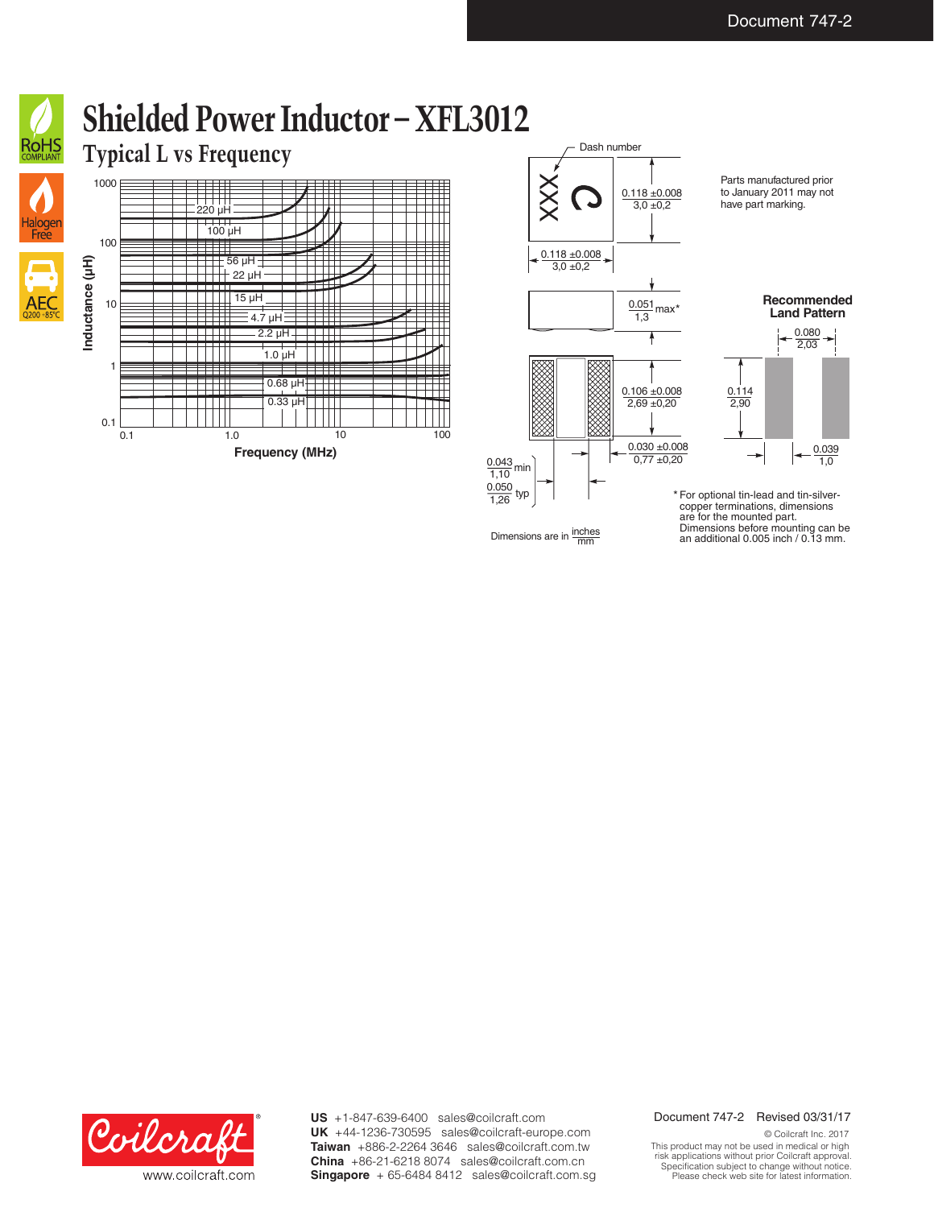# Shielded Power Inductor – XFL3012

## Typical L vs Frequency

Inductance (µH) vs Frequency (MHz)

220 µH, 100 µH, 56 µH, 22 µH, 15 µH, 4.7 µH, 2.2 µH, 1.0 µH, 0.68 µH, 0.33 µH

Dash number

Parts manufactured prior to January 2011 may not have part marking.

0.118 ±0.008 / 3,0 ±0,2

0.118 ±0.008 / 3,0 ±0,2

0.051 / 1,3 max*

0.106 ±0.008 / 2,69 ±0,20

0.030 ±0.008 / 0,77 ±0,20

0.043 / 1,10 min

0.050 / 1,26 typ

**Recommended Land Pattern**

0.080 / 2,03

0.114 / 2,90

0.039 / 1,0

Dimensions are in inches / mm

* For optional tin-lead and tin-silver-copper terminations, dimensions are for the mounted part. Dimensions before mounting can be an additional 0.005 inch / 0.13 mm.

www.coilcraft.com

**US** +1-847-639-6400 sales@coilcraft.com
**UK** +44-1236-730595 sales@coilcraft-europe.com
**Taiwan** +886-2-2264 3646 sales@coilcraft.com.tw
**China** +86-21-6218 8074 sales@coilcraft.com.cn
**Singapore** + 65-6484 8412 sales@coilcraft.com.sg

Document 747-2 Revised 03/31/17

© Coilcraft Inc. 2017
This product may not be used in medical or high risk applications without prior Coilcraft approval.
Specification subject to change without notice.
Please check web site for latest information.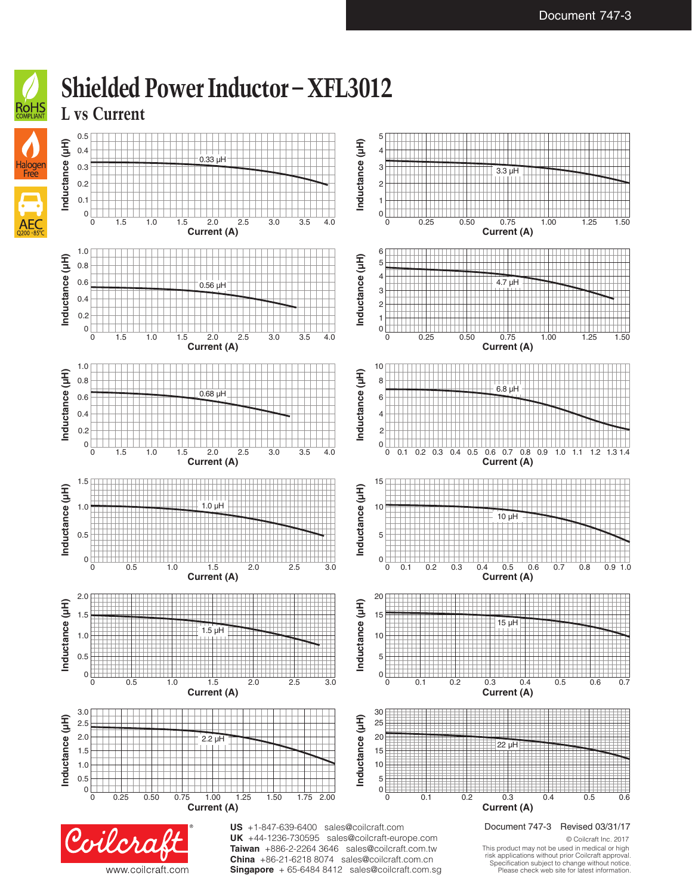# Shielded Power Inductor – XFL3012

## L vs Current

0.33 µH — Inductance (µH) vs Current (A)

0.56 µH — Inductance (µH) vs Current (A)

0.68 µH — Inductance (µH) vs Current (A)

1.0 µH — Inductance (µH) vs Current (A)

1.5 µH — Inductance (µH) vs Current (A)

2.2 µH — Inductance (µH) vs Current (A)

3.3 µH — Inductance (µH) vs Current (A)

4.7 µH — Inductance (µH) vs Current (A)

6.8 µH — Inductance (µH) vs Current (A)

10 µH — Inductance (µH) vs Current (A)

15 µH — Inductance (µH) vs Current (A)

22 µH — Inductance (µH) vs Current (A)

Coilcraft®
www.coilcraft.com

**US** +1-847-639-6400 sales@coilcraft.com
**UK** +44-1236-730595 sales@coilcraft-europe.com
**Taiwan** +886-2-2264 3646 sales@coilcraft.com.tw
**China** +86-21-6218 8074 sales@coilcraft.com.cn
**Singapore** + 65-6484 8412 sales@coilcraft.com.sg

Document 747-3 Revised 03/31/17

© Coilcraft Inc. 2017
This product may not be used in medical or high risk applications without prior Coilcraft approval. Specification subject to change without notice. Please check web site for latest information.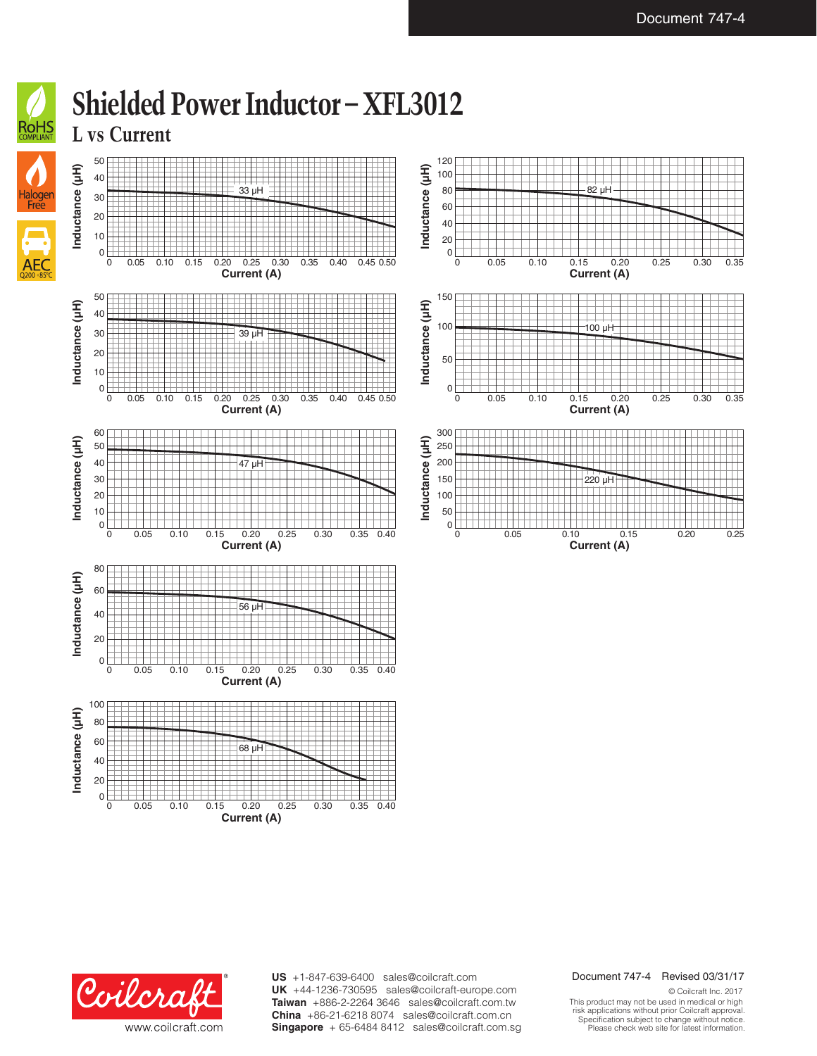# Shielded Power Inductor – XFL3012

## L vs Current

Inductance (µH)
50
40
30
20
10
0
33 µH
0 0.05 0.10 0.15 0.20 0.25 0.30 0.35 0.40 0.45 0.50
Current (A)

Inductance (µH)
120
100
80
60
40
20
0
82 µH
0 0.05 0.10 0.15 0.20 0.25 0.30 0.35
Current (A)

Inductance (µH)
50
40
30
20
10
0
39 µH
0 0.05 0.10 0.15 0.20 0.25 0.30 0.35 0.40 0.45 0.50
Current (A)

Inductance (µH)
150
100
50
0
100 µH
0 0.05 0.10 0.15 0.20 0.25 0.30 0.35
Current (A)

Inductance (µH)
60
50
40
30
20
10
0
47 µH
0 0.05 0.10 0.15 0.20 0.25 0.30 0.35 0.40
Current (A)

Inductance (µH)
300
250
200
150
100
50
0
220 µH
0 0.05 0.10 0.15 0.20 0.25
Current (A)

Inductance (µH)
80
60
40
20
0
56 µH
0 0.05 0.10 0.15 0.20 0.25 0.30 0.35 0.40
Current (A)

Inductance (µH)
100
80
60
40
20
0
68 µH
0 0.05 0.10 0.15 0.20 0.25 0.30 0.35 0.40
Current (A)

www.coilcraft.com

**US** +1-847-639-6400 sales@coilcraft.com
**UK** +44-1236-730595 sales@coilcraft-europe.com
**Taiwan** +886-2-2264 3646 sales@coilcraft.com.tw
**China** +86-21-6218 8074 sales@coilcraft.com.cn
**Singapore** + 65-6484 8412 sales@coilcraft.com.sg

Document 747-4 Revised 03/31/17

© Coilcraft Inc. 2017
This product may not be used in medical or high risk applications without prior Coilcraft approval. Specification subject to change without notice. Please check web site for latest information.